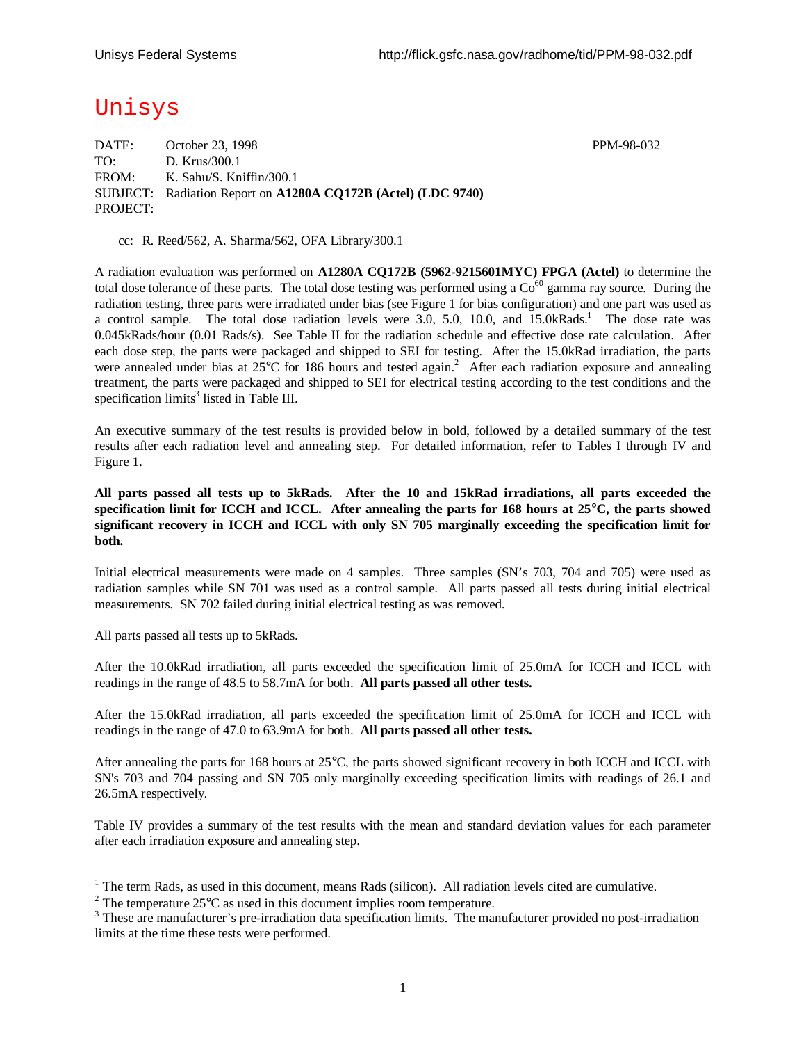# Unisys

DATE: October 23, 1998 PPM-98-032
TO: D. Krus/300.1
FROM: K. Sahu/S. Kniffin/300.1
SUBJECT: Radiation Report on **A1280A CQ172B (Actel) (LDC 9740)**
PROJECT:

cc: R. Reed/562, A. Sharma/562, OFA Library/300.1

A radiation evaluation was performed on **A1280A CQ172B (5962-9215601MYC) FPGA (Actel)** to determine the total dose tolerance of these parts. The total dose testing was performed using a $Co^{60}$ gamma ray source. During the radiation testing, three parts were irradiated under bias (see Figure 1 for bias configuration) and one part was used as a control sample. The total dose radiation levels were 3.0, 5.0, 10.0, and 15.0kRads.[1] The dose rate was 0.045kRads/hour (0.01 Rads/s). See Table II for the radiation schedule and effective dose rate calculation. After each dose step, the parts were packaged and shipped to SEI for testing. After the 15.0kRad irradiation, the parts were annealed under bias at 25°C for 186 hours and tested again.[2] After each radiation exposure and annealing treatment, the parts were packaged and shipped to SEI for electrical testing according to the test conditions and the specification limits[3] listed in Table III.

An executive summary of the test results is provided below in bold, followed by a detailed summary of the test results after each radiation level and annealing step. For detailed information, refer to Tables I through IV and Figure 1.

**All parts passed all tests up to 5kRads. After the 10 and 15kRad irradiations, all parts exceeded the specification limit for ICCH and ICCL. After annealing the parts for 168 hours at 25°C, the parts showed significant recovery in ICCH and ICCL with only SN 705 marginally exceeding the specification limit for both.**

Initial electrical measurements were made on 4 samples. Three samples (SN's 703, 704 and 705) were used as radiation samples while SN 701 was used as a control sample. All parts passed all tests during initial electrical measurements. SN 702 failed during initial electrical testing as was removed.

All parts passed all tests up to 5kRads.

After the 10.0kRad irradiation, all parts exceeded the specification limit of 25.0mA for ICCH and ICCL with readings in the range of 48.5 to 58.7mA for both. **All parts passed all other tests.**

After the 15.0kRad irradiation, all parts exceeded the specification limit of 25.0mA for ICCH and ICCL with readings in the range of 47.0 to 63.9mA for both. **All parts passed all other tests.**

After annealing the parts for 168 hours at 25°C, the parts showed significant recovery in both ICCH and ICCL with SN's 703 and 704 passing and SN 705 only marginally exceeding specification limits with readings of 26.1 and 26.5mA respectively.

Table IV provides a summary of the test results with the mean and standard deviation values for each parameter after each irradiation exposure and annealing step.

---

[1] The term Rads, as used in this document, means Rads (silicon). All radiation levels cited are cumulative.

[2] The temperature 25°C as used in this document implies room temperature.

[3] These are manufacturer's pre-irradiation data specification limits. The manufacturer provided no post-irradiation limits at the time these tests were performed.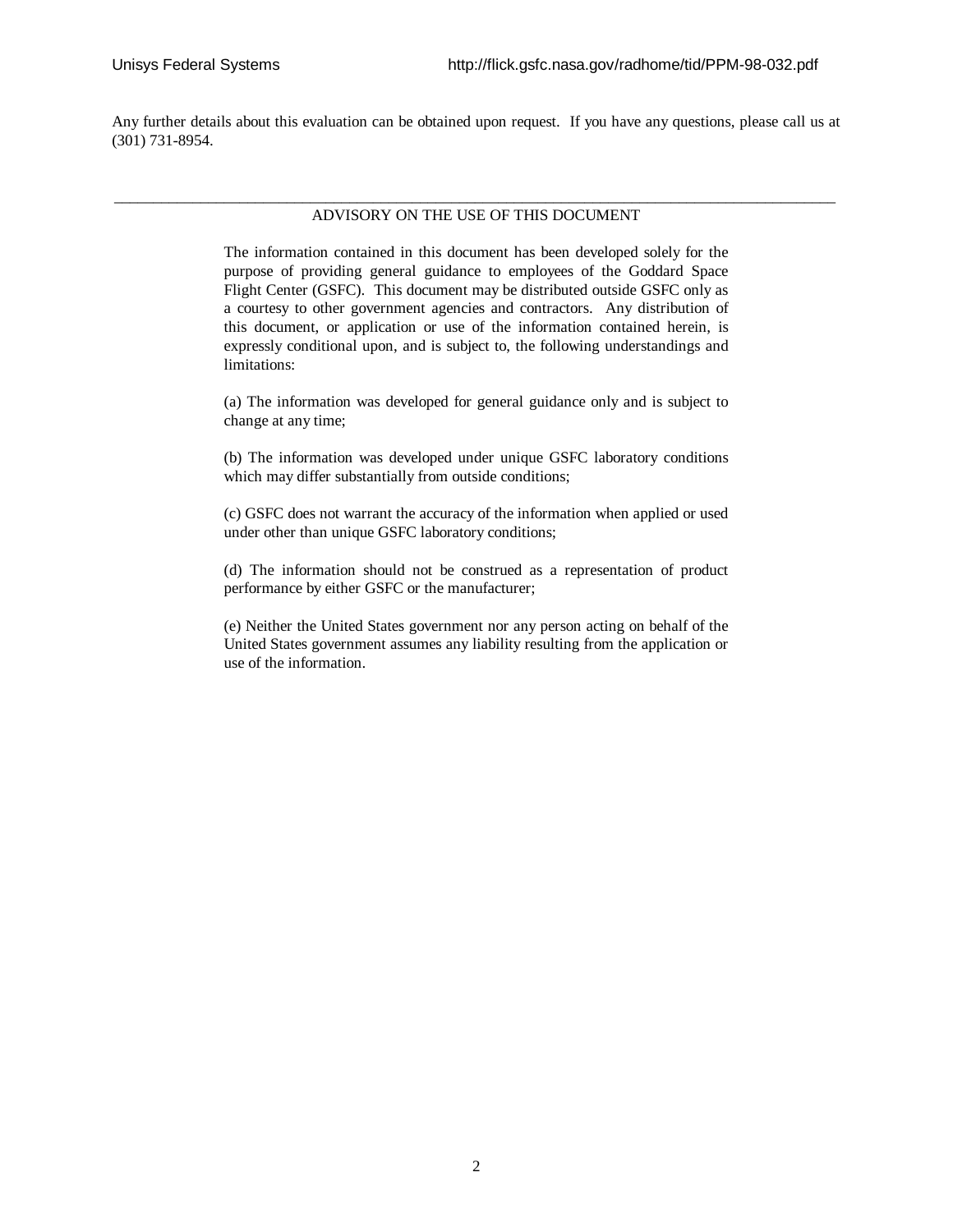Any further details about this evaluation can be obtained upon request. If you have any questions, please call us at (301) 731-8954.

---

ADVISORY ON THE USE OF THIS DOCUMENT

The information contained in this document has been developed solely for the purpose of providing general guidance to employees of the Goddard Space Flight Center (GSFC). This document may be distributed outside GSFC only as a courtesy to other government agencies and contractors. Any distribution of this document, or application or use of the information contained herein, is expressly conditional upon, and is subject to, the following understandings and limitations:

(a) The information was developed for general guidance only and is subject to change at any time;

(b) The information was developed under unique GSFC laboratory conditions which may differ substantially from outside conditions;

(c) GSFC does not warrant the accuracy of the information when applied or used under other than unique GSFC laboratory conditions;

(d) The information should not be construed as a representation of product performance by either GSFC or the manufacturer;

(e) Neither the United States government nor any person acting on behalf of the United States government assumes any liability resulting from the application or use of the information.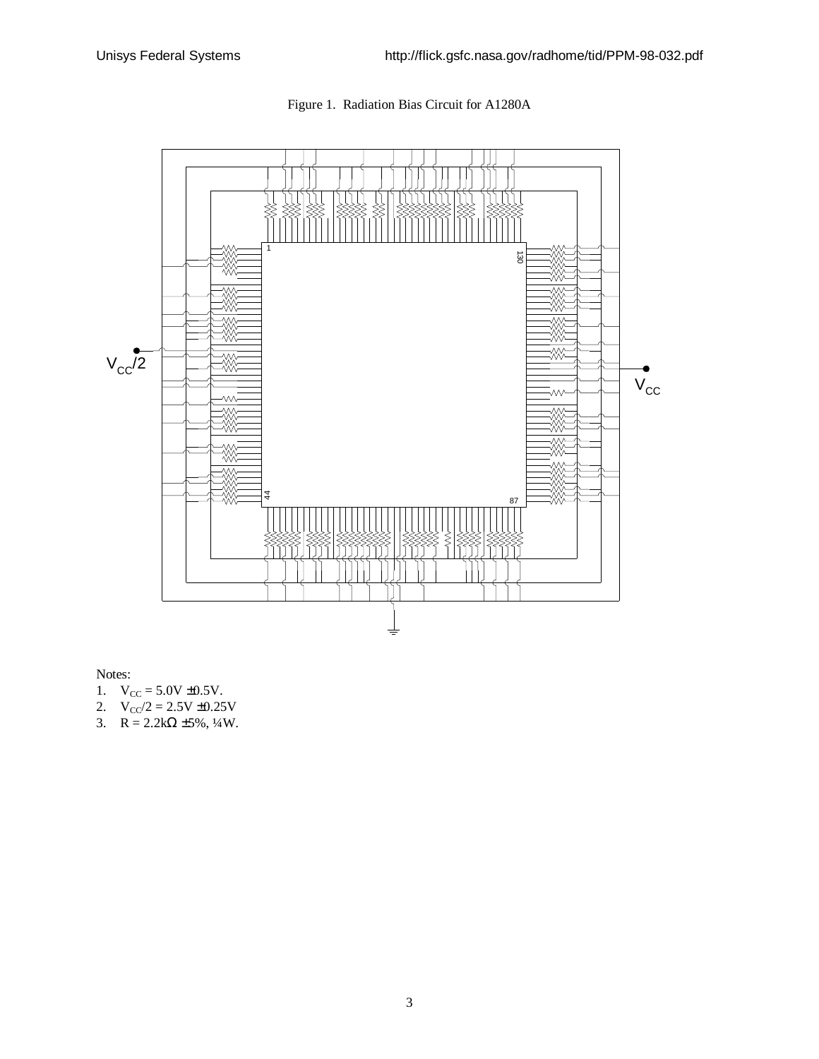Figure 1. Radiation Bias Circuit for A1280A

Notes:

1. $V_{CC}$ = 5.0V ±0.5V.
2. $V_{CC}/2$ = 2.5V ±0.25V
3. R = 2.2kΩ ±5%, ¼W.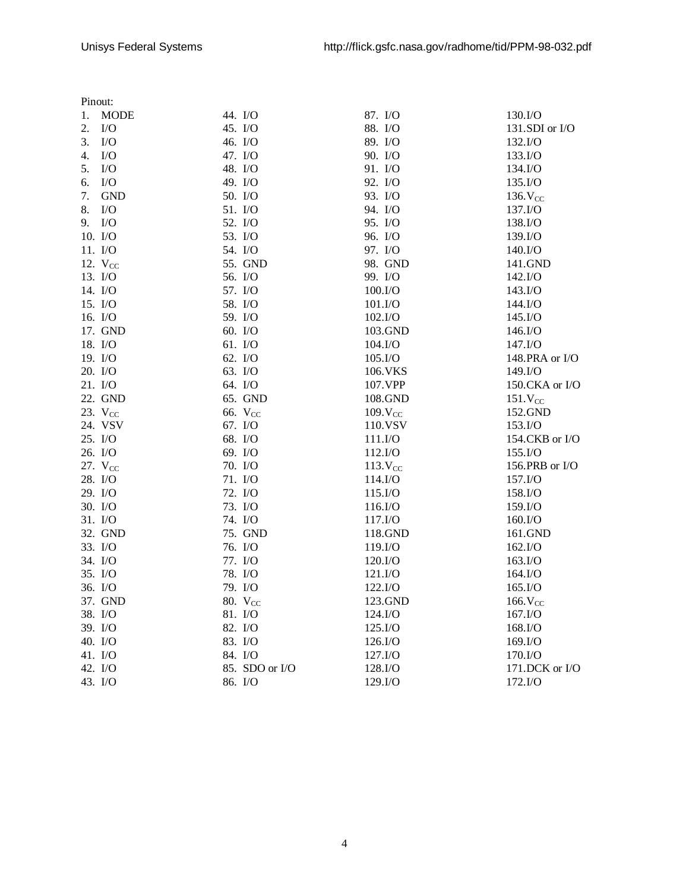Pinout:

1. MODE
2. I/O
3. I/O
4. I/O
5. I/O
6. I/O
7. GND
8. I/O
9. I/O
10. I/O
11. I/O
12. $V_{CC}$
13. I/O
14. I/O
15. I/O
16. I/O
17. GND
18. I/O
19. I/O
20. I/O
21. I/O
22. GND
23. $V_{CC}$
24. VSV
25. I/O
26. I/O
27. $V_{CC}$
28. I/O
29. I/O
30. I/O
31. I/O
32. GND
33. I/O
34. I/O
35. I/O
36. I/O
37. GND
38. I/O
39. I/O
40. I/O
41. I/O
42. I/O
43. I/O
44. I/O
45. I/O
46. I/O
47. I/O
48. I/O
49. I/O
50. I/O
51. I/O
52. I/O
53. I/O
54. I/O
55. GND
56. I/O
57. I/O
58. I/O
59. I/O
60. I/O
61. I/O
62. I/O
63. I/O
64. I/O
65. GND
66. $V_{CC}$
67. I/O
68. I/O
69. I/O
70. I/O
71. I/O
72. I/O
73. I/O
74. I/O
75. GND
76. I/O
77. I/O
78. I/O
79. I/O
80. $V_{CC}$
81. I/O
82. I/O
83. I/O
84. I/O
85. SDO or I/O
86. I/O
87. I/O
88. I/O
89. I/O
90. I/O
91. I/O
92. I/O
93. I/O
94. I/O
95. I/O
96. I/O
97. I/O
98. GND
99. I/O
100. I/O
101. I/O
102. I/O
103. GND
104. I/O
105. I/O
106. VKS
107. VPP
108. GND
109. $V_{CC}$
110. VSV
111. I/O
112. I/O
113. $V_{CC}$
114. I/O
115. I/O
116. I/O
117. I/O
118. GND
119. I/O
120. I/O
121. I/O
122. I/O
123. GND
124. I/O
125. I/O
126. I/O
127. I/O
128. I/O
129. I/O
130. I/O
131. SDI or I/O
132. I/O
133. I/O
134. I/O
135. I/O
136. $V_{CC}$
137. I/O
138. I/O
139. I/O
140. I/O
141. GND
142. I/O
143. I/O
144. I/O
145. I/O
146. I/O
147. I/O
148. PRA or I/O
149. I/O
150. CKA or I/O
151. $V_{CC}$
152. GND
153. I/O
154. CKB or I/O
155. I/O
156. PRB or I/O
157. I/O
158. I/O
159. I/O
160. I/O
161. GND
162. I/O
163. I/O
164. I/O
165. I/O
166. $V_{CC}$
167. I/O
168. I/O
169. I/O
170. I/O
171. DCK or I/O
172. I/O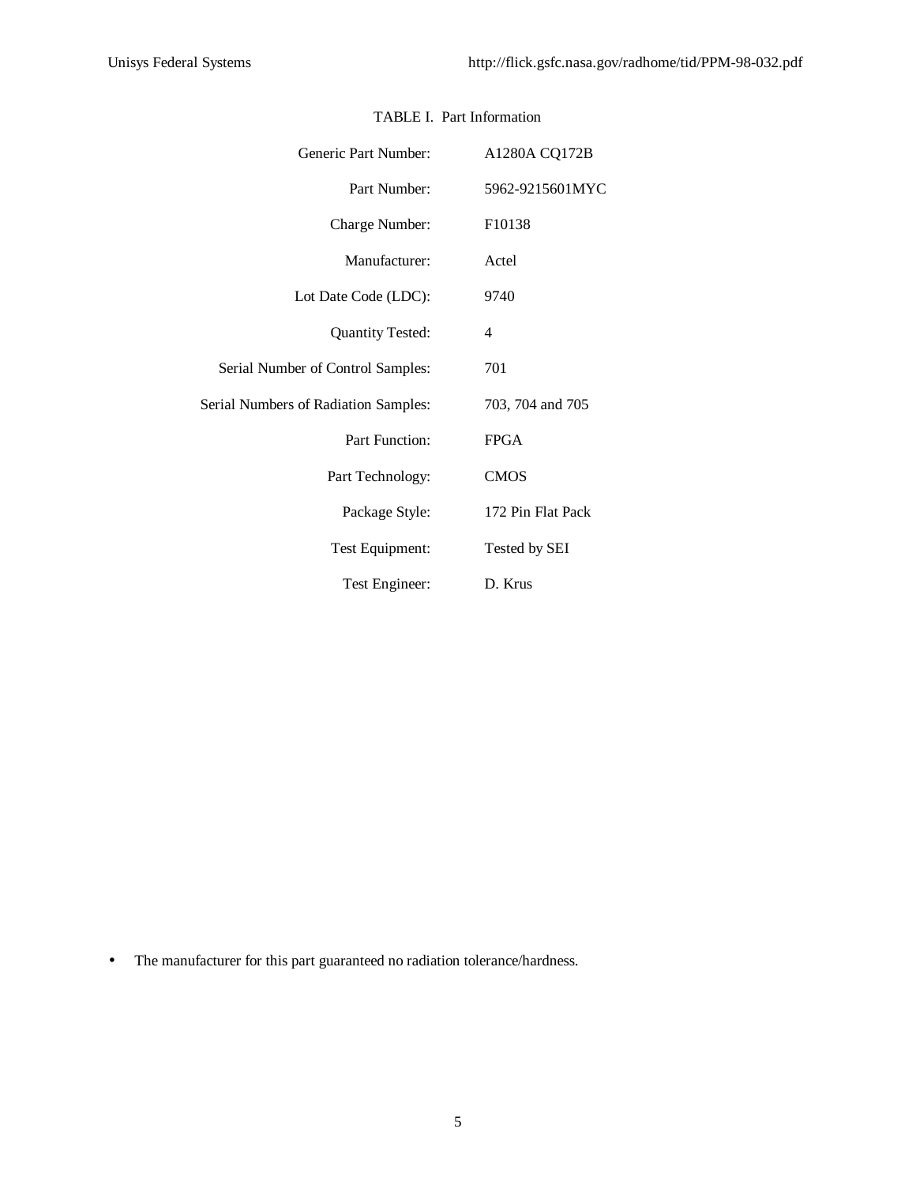TABLE I. Part Information

| | |
|---|---|
| Generic Part Number: | A1280A CQ172B |
| Part Number: | 5962-9215601MYC |
| Charge Number: | F10138 |
| Manufacturer: | Actel |
| Lot Date Code (LDC): | 9740 |
| Quantity Tested: | 4 |
| Serial Number of Control Samples: | 701 |
| Serial Numbers of Radiation Samples: | 703, 704 and 705 |
| Part Function: | FPGA |
| Part Technology: | CMOS |
| Package Style: | 172 Pin Flat Pack |
| Test Equipment: | Tested by SEI |
| Test Engineer: | D. Krus |

- The manufacturer for this part guaranteed no radiation tolerance/hardness.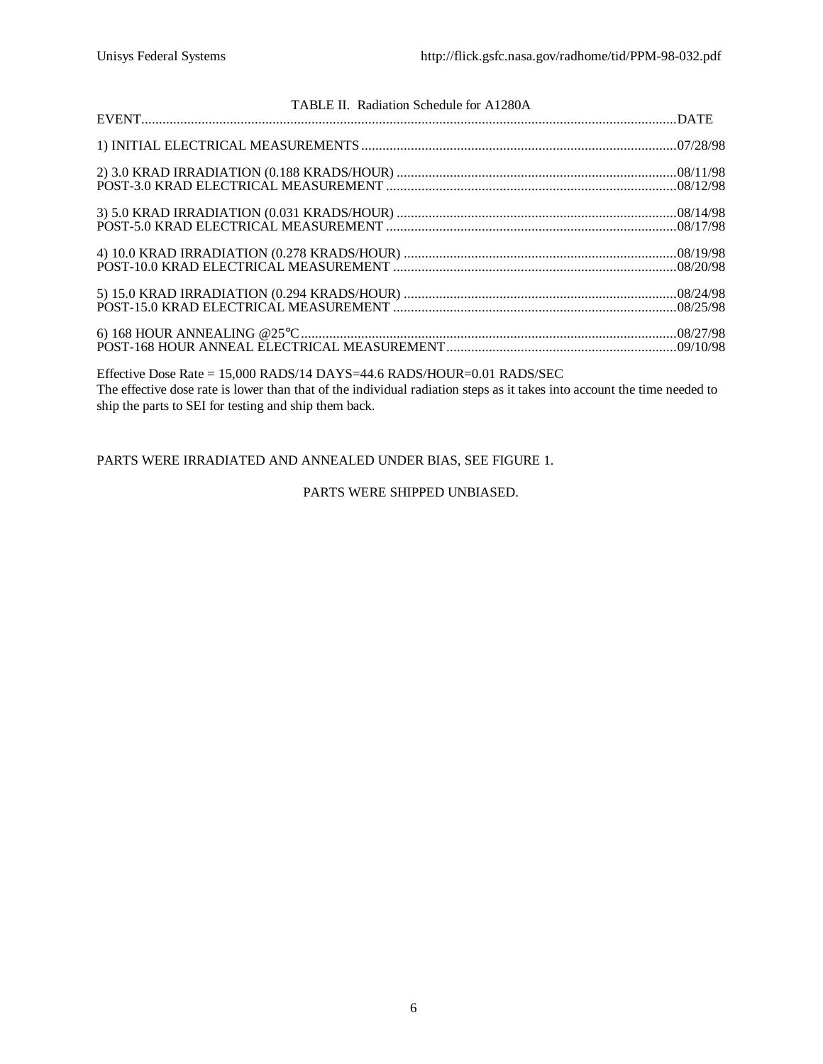TABLE II. Radiation Schedule for A1280A

| EVENT | DATE |
|---|---|
| 1) INITIAL ELECTRICAL MEASUREMENTS | 07/28/98 |
| 2) 3.0 KRAD IRRADIATION (0.188 KRADS/HOUR) | 08/11/98 |
| POST-3.0 KRAD ELECTRICAL MEASUREMENT | 08/12/98 |
| 3) 5.0 KRAD IRRADIATION (0.031 KRADS/HOUR) | 08/14/98 |
| POST-5.0 KRAD ELECTRICAL MEASUREMENT | 08/17/98 |
| 4) 10.0 KRAD IRRADIATION (0.278 KRADS/HOUR) | 08/19/98 |
| POST-10.0 KRAD ELECTRICAL MEASUREMENT | 08/20/98 |
| 5) 15.0 KRAD IRRADIATION (0.294 KRADS/HOUR) | 08/24/98 |
| POST-15.0 KRAD ELECTRICAL MEASUREMENT | 08/25/98 |
| 6) 168 HOUR ANNEALING @25°C | 08/27/98 |
| POST-168 HOUR ANNEAL ELECTRICAL MEASUREMENT | 09/10/98 |

Effective Dose Rate = 15,000 RADS/14 DAYS=44.6 RADS/HOUR=0.01 RADS/SEC
The effective dose rate is lower than that of the individual radiation steps as it takes into account the time needed to ship the parts to SEI for testing and ship them back.

PARTS WERE IRRADIATED AND ANNEALED UNDER BIAS, SEE FIGURE 1.

PARTS WERE SHIPPED UNBIASED.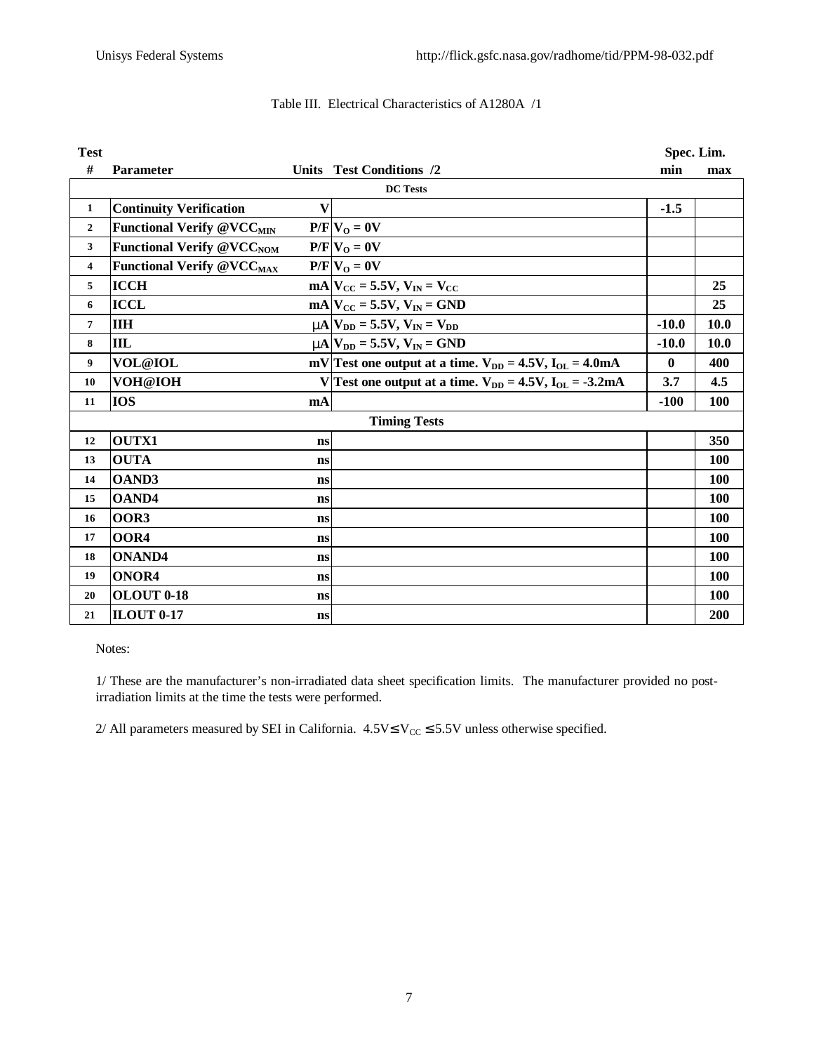Table III. Electrical Characteristics of A1280A /1

| Test # | Parameter | Units | Test Conditions /2 | Spec. Lim. min | Spec. Lim. max |
|---|---|---|---|---|---|
| | | | **DC Tests** | | |
| 1 | **Continuity Verification** | **V** | | **-1.5** | |
| 2 | **Functional Verify @$VCC_{MIN}$** | **P/F** | **$V_O$ = 0V** | | |
| 3 | **Functional Verify @$VCC_{NOM}$** | **P/F** | **$V_O$ = 0V** | | |
| 4 | **Functional Verify @$VCC_{MAX}$** | **P/F** | **$V_O$ = 0V** | | |
| 5 | **ICCH** | **mA** | **$V_{CC}$ = 5.5V, $V_{IN}$ = $V_{CC}$** | | **25** |
| 6 | **ICCL** | **mA** | **$V_{CC}$ = 5.5V, $V_{IN}$ = GND** | | **25** |
| 7 | **IIH** | **μA** | **$V_{DD}$ = 5.5V, $V_{IN}$ = $V_{DD}$** | **-10.0** | **10.0** |
| 8 | **IIL** | **μA** | **$V_{DD}$ = 5.5V, $V_{IN}$ = GND** | **-10.0** | **10.0** |
| 9 | **VOL@IOL** | **mV** | **Test one output at a time. $V_{DD}$ = 4.5V, $I_{OL}$ = 4.0mA** | **0** | **400** |
| 10 | **VOH@IOH** | **V** | **Test one output at a time. $V_{DD}$ = 4.5V, $I_{OL}$ = -3.2mA** | **3.7** | **4.5** |
| 11 | **IOS** | **mA** | | **-100** | **100** |
| | | | **Timing Tests** | | |
| 12 | **OUTX1** | **ns** | | | **350** |
| 13 | **OUTA** | **ns** | | | **100** |
| 14 | **OAND3** | **ns** | | | **100** |
| 15 | **OAND4** | **ns** | | | **100** |
| 16 | **OOR3** | **ns** | | | **100** |
| 17 | **OOR4** | **ns** | | | **100** |
| 18 | **ONAND4** | **ns** | | | **100** |
| 19 | **ONOR4** | **ns** | | | **100** |
| 20 | **OLOUT 0-18** | **ns** | | | **100** |
| 21 | **ILOUT 0-17** | **ns** | | | **200** |

Notes:

1/ These are the manufacturer's non-irradiated data sheet specification limits. The manufacturer provided no post-irradiation limits at the time the tests were performed.

2/ All parameters measured by SEI in California. $4.5V \leq V_{CC} \leq 5.5V$ unless otherwise specified.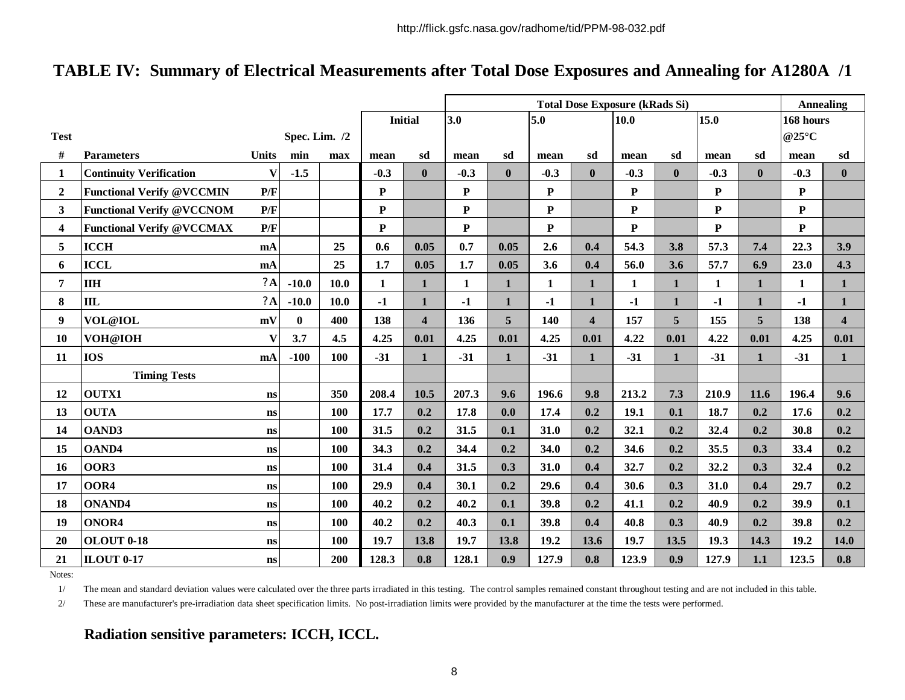http://flick.gsfc.nasa.gov/radhome/tid/PPM-98-032.pdf

# TABLE IV: Summary of Electrical Measurements after Total Dose Exposures and Annealing for A1280A /1

| | | | | | | | Total Dose Exposure (kRads Si) | | | | | | | | Annealing | |
|---|---|---|---|---|---|---|---|---|---|---|---|---|---|---|---|---|
| | | | | | Initial | | 3.0 | | 5.0 | | 10.0 | | 15.0 | | 168 hours | |
| Test | | | Spec. Lim. /2 | | | | | | | | | | | | @25°C | |
| # | Parameters | Units | min | max | mean | sd | mean | sd | mean | sd | mean | sd | mean | sd | mean | sd |
| 1 | Continuity Verification | V | -1.5 | | -0.3 | 0 | -0.3 | 0 | -0.3 | 0 | -0.3 | 0 | -0.3 | 0 | -0.3 | 0 |
| 2 | Functional Verify @VCCMIN | P/F | | | P | | P | | P | | P | | P | | P | |
| 3 | Functional Verify @VCCNOM | P/F | | | P | | P | | P | | P | | P | | P | |
| 4 | Functional Verify @VCCMAX | P/F | | | P | | P | | P | | P | | P | | P | |
| 5 | ICCH | mA | | 25 | 0.6 | 0.05 | 0.7 | 0.05 | 2.6 | 0.4 | 54.3 | 3.8 | 57.3 | 7.4 | 22.3 | 3.9 |
| 6 | ICCL | mA | | 25 | 1.7 | 0.05 | 1.7 | 0.05 | 3.6 | 0.4 | 56.0 | 3.6 | 57.7 | 6.9 | 23.0 | 4.3 |
| 7 | IIH | ?A | -10.0 | 10.0 | 1 | 1 | 1 | 1 | 1 | 1 | 1 | 1 | 1 | 1 | 1 | 1 |
| 8 | IIL | ?A | -10.0 | 10.0 | -1 | 1 | -1 | 1 | -1 | 1 | -1 | 1 | -1 | 1 | -1 | 1 |
| 9 | VOL@IOL | mV | 0 | 400 | 138 | 4 | 136 | 5 | 140 | 4 | 157 | 5 | 155 | 5 | 138 | 4 |
| 10 | VOH@IOH | V | 3.7 | 4.5 | 4.25 | 0.01 | 4.25 | 0.01 | 4.25 | 0.01 | 4.22 | 0.01 | 4.22 | 0.01 | 4.25 | 0.01 |
| 11 | IOS | mA | -100 | 100 | -31 | 1 | -31 | 1 | -31 | 1 | -31 | 1 | -31 | 1 | -31 | 1 |
| | Timing Tests | | | | | | | | | | | | | | | |
| 12 | OUTX1 | ns | | 350 | 208.4 | 10.5 | 207.3 | 9.6 | 196.6 | 9.8 | 213.2 | 7.3 | 210.9 | 11.6 | 196.4 | 9.6 |
| 13 | OUTA | ns | | 100 | 17.7 | 0.2 | 17.8 | 0.0 | 17.4 | 0.2 | 19.1 | 0.1 | 18.7 | 0.2 | 17.6 | 0.2 |
| 14 | OAND3 | ns | | 100 | 31.5 | 0.2 | 31.5 | 0.1 | 31.0 | 0.2 | 32.1 | 0.2 | 32.4 | 0.2 | 30.8 | 0.2 |
| 15 | OAND4 | ns | | 100 | 34.3 | 0.2 | 34.4 | 0.2 | 34.0 | 0.2 | 34.6 | 0.2 | 35.5 | 0.3 | 33.4 | 0.2 |
| 16 | OOR3 | ns | | 100 | 31.4 | 0.4 | 31.5 | 0.3 | 31.0 | 0.4 | 32.7 | 0.2 | 32.2 | 0.3 | 32.4 | 0.2 |
| 17 | OOR4 | ns | | 100 | 29.9 | 0.4 | 30.1 | 0.2 | 29.6 | 0.4 | 30.6 | 0.3 | 31.0 | 0.4 | 29.7 | 0.2 |
| 18 | ONAND4 | ns | | 100 | 40.2 | 0.2 | 40.2 | 0.1 | 39.8 | 0.2 | 41.1 | 0.2 | 40.9 | 0.2 | 39.9 | 0.1 |
| 19 | ONOR4 | ns | | 100 | 40.2 | 0.2 | 40.3 | 0.1 | 39.8 | 0.4 | 40.8 | 0.3 | 40.9 | 0.2 | 39.8 | 0.2 |
| 20 | OLOUT 0-18 | ns | | 100 | 19.7 | 13.8 | 19.7 | 13.8 | 19.2 | 13.6 | 19.7 | 13.5 | 19.3 | 14.3 | 19.2 | 14.0 |
| 21 | ILOUT 0-17 | ns | | 200 | 128.3 | 0.8 | 128.1 | 0.9 | 127.9 | 0.8 | 123.9 | 0.9 | 127.9 | 1.1 | 123.5 | 0.8 |

Notes:

1/ The mean and standard deviation values were calculated over the three parts irradiated in this testing. The control samples remained constant throughout testing and are not included in this table.

2/ These are manufacturer's pre-irradiation data sheet specification limits. No post-irradiation limits were provided by the manufacturer at the time the tests were performed.

**Radiation sensitive parameters: ICCH, ICCL.**